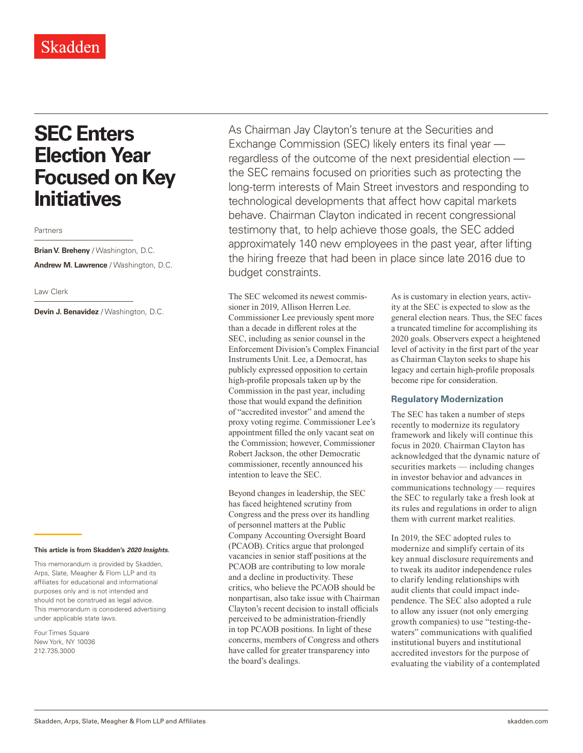Skadden

# SEC Enters Election Year Focused on Key Initiatives

Partners

**Brian V. Breheny** / Washington, D.C.

**Andrew M. Lawrence** / Washington, D.C.

Law Clerk

**Devin J. Benavidez** / Washington, D.C.

**This article is from Skadden's *2020 Insights*.**

This memorandum is provided by Skadden, Arps, Slate, Meagher & Flom LLP and its affiliates for educational and informational purposes only and is not intended and should not be construed as legal advice. This memorandum is considered advertising under applicable state laws.

Four Times Square
New York, NY 10036
212.735.3000

As Chairman Jay Clayton's tenure at the Securities and Exchange Commission (SEC) likely enters its final year — regardless of the outcome of the next presidential election — the SEC remains focused on priorities such as protecting the long-term interests of Main Street investors and responding to technological developments that affect how capital markets behave. Chairman Clayton indicated in recent congressional testimony that, to help achieve those goals, the SEC added approximately 140 new employees in the past year, after lifting the hiring freeze that had been in place since late 2016 due to budget constraints.

The SEC welcomed its newest commissioner in 2019, Allison Herren Lee. Commissioner Lee previously spent more than a decade in different roles at the SEC, including as senior counsel in the Enforcement Division's Complex Financial Instruments Unit. Lee, a Democrat, has publicly expressed opposition to certain high-profile proposals taken up by the Commission in the past year, including those that would expand the definition of "accredited investor" and amend the proxy voting regime. Commissioner Lee's appointment filled the only vacant seat on the Commission; however, Commissioner Robert Jackson, the other Democratic commissioner, recently announced his intention to leave the SEC.

Beyond changes in leadership, the SEC has faced heightened scrutiny from Congress and the press over its handling of personnel matters at the Public Company Accounting Oversight Board (PCAOB). Critics argue that prolonged vacancies in senior staff positions at the PCAOB are contributing to low morale and a decline in productivity. These critics, who believe the PCAOB should be nonpartisan, also take issue with Chairman Clayton's recent decision to install officials perceived to be administration-friendly in top PCAOB positions. In light of these concerns, members of Congress and others have called for greater transparency into the board's dealings.

As is customary in election years, activity at the SEC is expected to slow as the general election nears. Thus, the SEC faces a truncated timeline for accomplishing its 2020 goals. Observers expect a heightened level of activity in the first part of the year as Chairman Clayton seeks to shape his legacy and certain high-profile proposals become ripe for consideration.

## Regulatory Modernization

The SEC has taken a number of steps recently to modernize its regulatory framework and likely will continue this focus in 2020. Chairman Clayton has acknowledged that the dynamic nature of securities markets — including changes in investor behavior and advances in communications technology — requires the SEC to regularly take a fresh look at its rules and regulations in order to align them with current market realities.

In 2019, the SEC adopted rules to modernize and simplify certain of its key annual disclosure requirements and to tweak its auditor independence rules to clarify lending relationships with audit clients that could impact independence. The SEC also adopted a rule to allow any issuer (not only emerging growth companies) to use "testing-the-waters" communications with qualified institutional buyers and institutional accredited investors for the purpose of evaluating the viability of a contemplated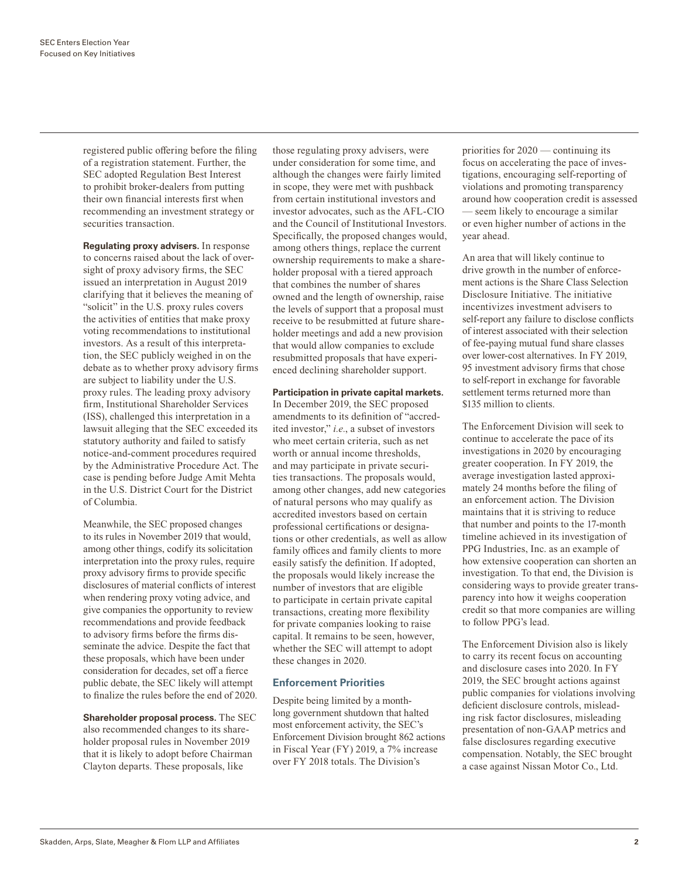registered public offering before the filing of a registration statement. Further, the SEC adopted Regulation Best Interest to prohibit broker-dealers from putting their own financial interests first when recommending an investment strategy or securities transaction.

**Regulating proxy advisers.** In response to concerns raised about the lack of oversight of proxy advisory firms, the SEC issued an interpretation in August 2019 clarifying that it believes the meaning of "solicit" in the U.S. proxy rules covers the activities of entities that make proxy voting recommendations to institutional investors. As a result of this interpretation, the SEC publicly weighed in on the debate as to whether proxy advisory firms are subject to liability under the U.S. proxy rules. The leading proxy advisory firm, Institutional Shareholder Services (ISS), challenged this interpretation in a lawsuit alleging that the SEC exceeded its statutory authority and failed to satisfy notice-and-comment procedures required by the Administrative Procedure Act. The case is pending before Judge Amit Mehta in the U.S. District Court for the District of Columbia.

Meanwhile, the SEC proposed changes to its rules in November 2019 that would, among other things, codify its solicitation interpretation into the proxy rules, require proxy advisory firms to provide specific disclosures of material conflicts of interest when rendering proxy voting advice, and give companies the opportunity to review recommendations and provide feedback to advisory firms before the firms disseminate the advice. Despite the fact that these proposals, which have been under consideration for decades, set off a fierce public debate, the SEC likely will attempt to finalize the rules before the end of 2020.

**Shareholder proposal process.** The SEC also recommended changes to its shareholder proposal rules in November 2019 that it is likely to adopt before Chairman Clayton departs. These proposals, like those regulating proxy advisers, were under consideration for some time, and although the changes were fairly limited in scope, they were met with pushback from certain institutional investors and investor advocates, such as the AFL-CIO and the Council of Institutional Investors. Specifically, the proposed changes would, among others things, replace the current ownership requirements to make a shareholder proposal with a tiered approach that combines the number of shares owned and the length of ownership, raise the levels of support that a proposal must receive to be resubmitted at future shareholder meetings and add a new provision that would allow companies to exclude resubmitted proposals that have experienced declining shareholder support.

**Participation in private capital markets.** In December 2019, the SEC proposed amendments to its definition of "accredited investor," *i.e.*, a subset of investors who meet certain criteria, such as net worth or annual income thresholds, and may participate in private securities transactions. The proposals would, among other changes, add new categories of natural persons who may qualify as accredited investors based on certain professional certifications or designations or other credentials, as well as allow family offices and family clients to more easily satisfy the definition. If adopted, the proposals would likely increase the number of investors that are eligible to participate in certain private capital transactions, creating more flexibility for private companies looking to raise capital. It remains to be seen, however, whether the SEC will attempt to adopt these changes in 2020.

## Enforcement Priorities

Despite being limited by a month-long government shutdown that halted most enforcement activity, the SEC's Enforcement Division brought 862 actions in Fiscal Year (FY) 2019, a 7% increase over FY 2018 totals. The Division's priorities for 2020 — continuing its focus on accelerating the pace of investigations, encouraging self-reporting of violations and promoting transparency around how cooperation credit is assessed — seem likely to encourage a similar or even higher number of actions in the year ahead.

An area that will likely continue to drive growth in the number of enforcement actions is the Share Class Selection Disclosure Initiative. The initiative incentivizes investment advisers to self-report any failure to disclose conflicts of interest associated with their selection of fee-paying mutual fund share classes over lower-cost alternatives. In FY 2019, 95 investment advisory firms that chose to self-report in exchange for favorable settlement terms returned more than $135 million to clients.

The Enforcement Division will seek to continue to accelerate the pace of its investigations in 2020 by encouraging greater cooperation. In FY 2019, the average investigation lasted approximately 24 months before the filing of an enforcement action. The Division maintains that it is striving to reduce that number and points to the 17-month timeline achieved in its investigation of PPG Industries, Inc. as an example of how extensive cooperation can shorten an investigation. To that end, the Division is considering ways to provide greater transparency into how it weighs cooperation credit so that more companies are willing to follow PPG's lead.

The Enforcement Division also is likely to carry its recent focus on accounting and disclosure cases into 2020. In FY 2019, the SEC brought actions against public companies for violations involving deficient disclosure controls, misleading risk factor disclosures, misleading presentation of non-GAAP metrics and false disclosures regarding executive compensation. Notably, the SEC brought a case against Nissan Motor Co., Ltd.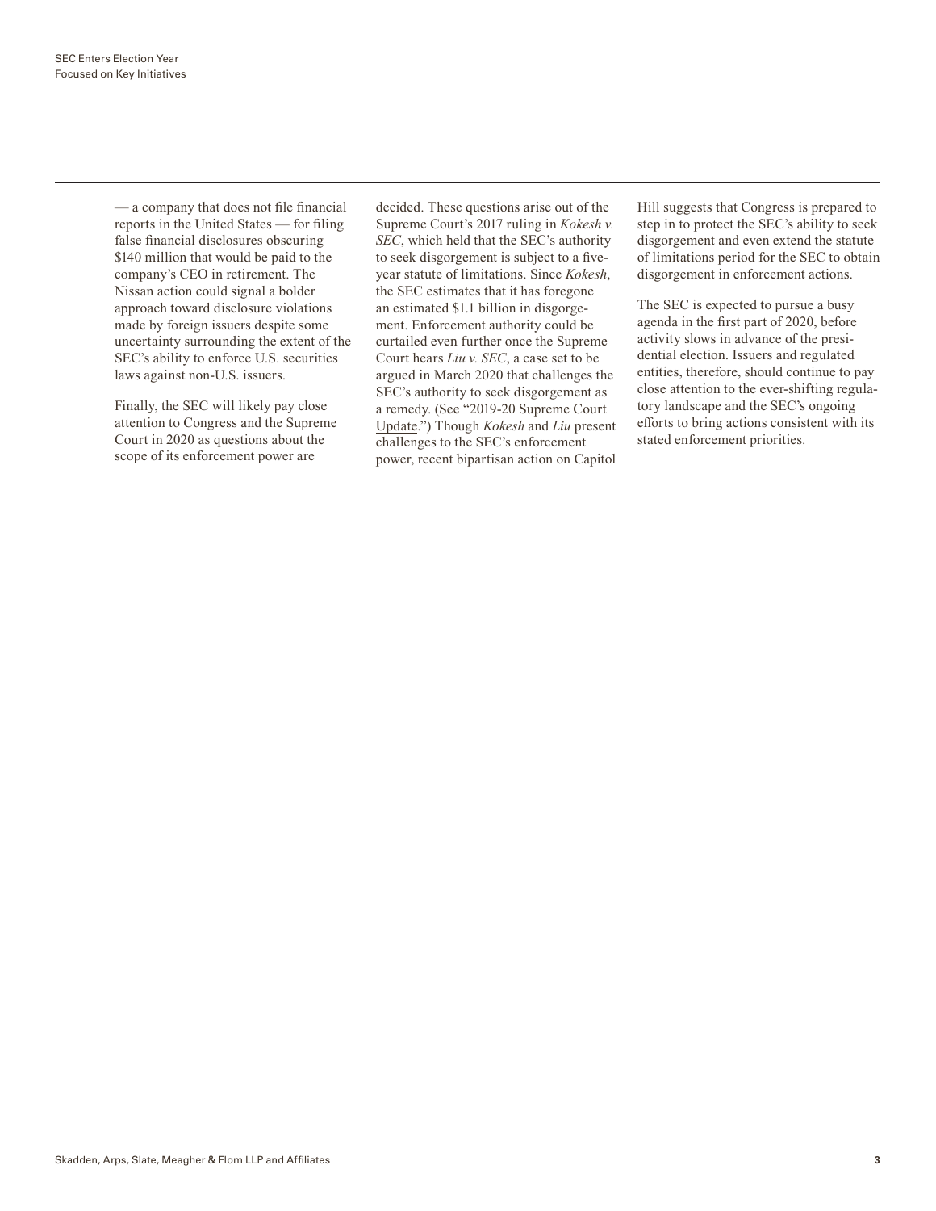— a company that does not file financial reports in the United States — for filing false financial disclosures obscuring $140 million that would be paid to the company's CEO in retirement. The Nissan action could signal a bolder approach toward disclosure violations made by foreign issuers despite some uncertainty surrounding the extent of the SEC's ability to enforce U.S. securities laws against non-U.S. issuers.

Finally, the SEC will likely pay close attention to Congress and the Supreme Court in 2020 as questions about the scope of its enforcement power are decided. These questions arise out of the Supreme Court's 2017 ruling in *Kokesh v. SEC*, which held that the SEC's authority to seek disgorgement is subject to a five-year statute of limitations. Since *Kokesh*, the SEC estimates that it has foregone an estimated $1.1 billion in disgorgement. Enforcement authority could be curtailed even further once the Supreme Court hears *Liu v. SEC*, a case set to be argued in March 2020 that challenges the SEC's authority to seek disgorgement as a remedy. (See "2019-20 Supreme Court Update.") Though *Kokesh* and *Liu* present challenges to the SEC's enforcement power, recent bipartisan action on Capitol Hill suggests that Congress is prepared to step in to protect the SEC's ability to seek disgorgement and even extend the statute of limitations period for the SEC to obtain disgorgement in enforcement actions.

The SEC is expected to pursue a busy agenda in the first part of 2020, before activity slows in advance of the presidential election. Issuers and regulated entities, therefore, should continue to pay close attention to the ever-shifting regulatory landscape and the SEC's ongoing efforts to bring actions consistent with its stated enforcement priorities.